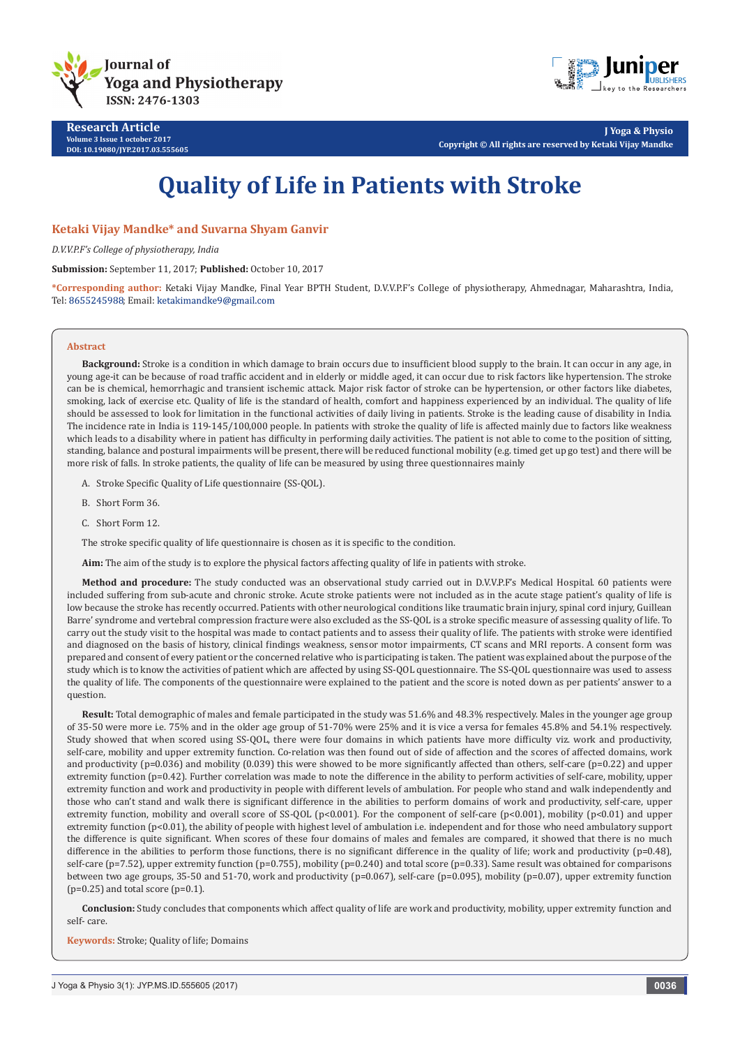Research Article

Volume 3 Issue 1 october 2017

DOI: 10.19080/JYP.2017.03.555605

Copyright © All rights are reserved by Ketaki Vijay Mandke

# Quality of Life in Patients with Stroke

**Ketaki Vijay Mandke* and Suvarna Shyam Ganvir**

*D.V.V.P.F's College of physiotherapy, India*

**Submission:** September 11, 2017; **Published:** October 10, 2017

***Corresponding author:** Ketaki Vijay Mandke, Final Year BPTH Student, D.V.V.P.F's College of physiotherapy, Ahmednagar, Maharashtra, India, Tel: 8655245988; Email: ketakimandke9@gmail.com

## Abstract

**Background:** Stroke is a condition in which damage to brain occurs due to insufficient blood supply to the brain. It can occur in any age, in young age-it can be because of road traffic accident and in elderly or middle aged, it can occur due to risk factors like hypertension. The stroke can be is chemical, hemorrhagic and transient ischemic attack. Major risk factor of stroke can be hypertension, or other factors like diabetes, smoking, lack of exercise etc. Quality of life is the standard of health, comfort and happiness experienced by an individual. The quality of life should be assessed to look for limitation in the functional activities of daily living in patients. Stroke is the leading cause of disability in India. The incidence rate in India is 119-145/100,000 people. In patients with stroke the quality of life is affected mainly due to factors like weakness which leads to a disability where in patient has difficulty in performing daily activities. The patient is not able to come to the position of sitting, standing, balance and postural impairments will be present, there will be reduced functional mobility (e.g. timed get up go test) and there will be more risk of falls. In stroke patients, the quality of life can be measured by using three questionnaires mainly

A. Stroke Specific Quality of Life questionnaire (SS-QOL).

B. Short Form 36.

C. Short Form 12.

The stroke specific quality of life questionnaire is chosen as it is specific to the condition.

**Aim:** The aim of the study is to explore the physical factors affecting quality of life in patients with stroke.

**Method and procedure:** The study conducted was an observational study carried out in D.V.V.P.F's Medical Hospital. 60 patients were included suffering from sub-acute and chronic stroke. Acute stroke patients were not included as in the acute stage patient's quality of life is low because the stroke has recently occurred. Patients with other neurological conditions like traumatic brain injury, spinal cord injury, Guillean Barre' syndrome and vertebral compression fracture were also excluded as the SS-QOL is a stroke specific measure of assessing quality of life. To carry out the study visit to the hospital was made to contact patients and to assess their quality of life. The patients with stroke were identified and diagnosed on the basis of history, clinical findings weakness, sensor motor impairments, CT scans and MRI reports. A consent form was prepared and consent of every patient or the concerned relative who is participating is taken. The patient was explained about the purpose of the study which is to know the activities of patient which are affected by using SS-QOL questionnaire. The SS-QOL questionnaire was used to assess the quality of life. The components of the questionnaire were explained to the patient and the score is noted down as per patients' answer to a question.

**Result:** Total demographic of males and female participated in the study was 51.6% and 48.3% respectively. Males in the younger age group of 35-50 were more i.e. 75% and in the older age group of 51-70% were 25% and it is vice a versa for females 45.8% and 54.1% respectively. Study showed that when scored using SS-QOL, there were four domains in which patients have more difficulty viz. work and productivity, self-care, mobility and upper extremity function. Co-relation was then found out of side of affection and the scores of affected domains, work and productivity ($p=0.036$) and mobility (0.039) this were showed to be more significantly affected than others, self-care ($p=0.22$) and upper extremity function ($p=0.42$). Further correlation was made to note the difference in the ability to perform activities of self-care, mobility, upper extremity function and work and productivity in people with different levels of ambulation. For people who stand and walk independently and those who can't stand and walk there is significant difference in the abilities to perform domains of work and productivity, self-care, upper extremity function, mobility and overall score of SS-QOL ($p<0.001$). For the component of self-care ($p<0.001$), mobility ($p<0.01$) and upper extremity function ($p<0.01$), the ability of people with highest level of ambulation i.e. independent and for those who need ambulatory support the difference is quite significant. When scores of these four domains of males and females are compared, it showed that there is no much difference in the abilities to perform those functions, there is no significant difference in the quality of life; work and productivity ($p=0.48$), self-care ($p=7.52$), upper extremity function ($p=0.755$), mobility ($p=0.240$) and total score ($p=0.33$). Same result was obtained for comparisons between two age groups, 35-50 and 51-70, work and productivity ($p=0.067$), self-care ($p=0.095$), mobility ($p=0.07$), upper extremity function ($p=0.25$) and total score ($p=0.1$).

**Conclusion:** Study concludes that components which affect quality of life are work and productivity, mobility, upper extremity function and self- care.

**Keywords:** Stroke; Quality of life; Domains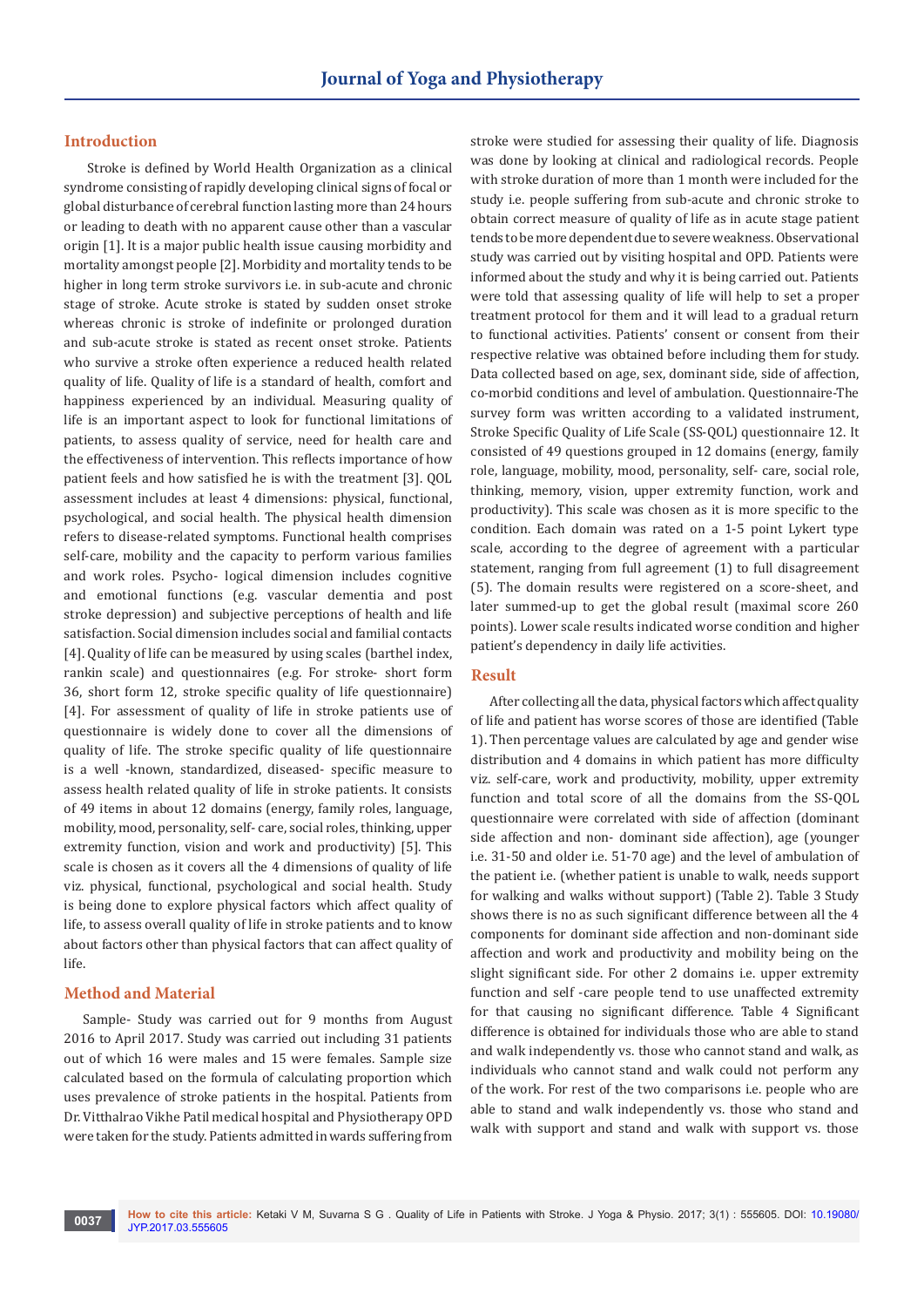## Introduction

Stroke is defined by World Health Organization as a clinical syndrome consisting of rapidly developing clinical signs of focal or global disturbance of cerebral function lasting more than 24 hours or leading to death with no apparent cause other than a vascular origin [1]. It is a major public health issue causing morbidity and mortality amongst people [2]. Morbidity and mortality tends to be higher in long term stroke survivors i.e. in sub-acute and chronic stage of stroke. Acute stroke is stated by sudden onset stroke whereas chronic is stroke of indefinite or prolonged duration and sub-acute stroke is stated as recent onset stroke. Patients who survive a stroke often experience a reduced health related quality of life. Quality of life is a standard of health, comfort and happiness experienced by an individual. Measuring quality of life is an important aspect to look for functional limitations of patients, to assess quality of service, need for health care and the effectiveness of intervention. This reflects importance of how patient feels and how satisfied he is with the treatment [3]. QOL assessment includes at least 4 dimensions: physical, functional, psychological, and social health. The physical health dimension refers to disease-related symptoms. Functional health comprises self-care, mobility and the capacity to perform various families and work roles. Psycho- logical dimension includes cognitive and emotional functions (e.g. vascular dementia and post stroke depression) and subjective perceptions of health and life satisfaction. Social dimension includes social and familial contacts [4]. Quality of life can be measured by using scales (barthel index, rankin scale) and questionnaires (e.g. For stroke- short form 36, short form 12, stroke specific quality of life questionnaire) [4]. For assessment of quality of life in stroke patients use of questionnaire is widely done to cover all the dimensions of quality of life. The stroke specific quality of life questionnaire is a well -known, standardized, diseased- specific measure to assess health related quality of life in stroke patients. It consists of 49 items in about 12 domains (energy, family roles, language, mobility, mood, personality, self- care, social roles, thinking, upper extremity function, vision and work and productivity) [5]. This scale is chosen as it covers all the 4 dimensions of quality of life viz. physical, functional, psychological and social health. Study is being done to explore physical factors which affect quality of life, to assess overall quality of life in stroke patients and to know about factors other than physical factors that can affect quality of life.

## Method and Material

Sample- Study was carried out for 9 months from August 2016 to April 2017. Study was carried out including 31 patients out of which 16 were males and 15 were females. Sample size calculated based on the formula of calculating prevalence which uses prevalence of stroke patients in the hospital. Patients from Dr. Vitthalrao Vikhe Patil medical hospital and Physiotherapy OPD were taken for the study. Patients admitted in wards suffering from stroke were studied for assessing their quality of life. Diagnosis was done by looking at clinical and radiological records. People with stroke duration of more than 1 month were included for the study i.e. people suffering from sub-acute and chronic stroke to obtain correct measure of quality of life as in acute stage patient tends to be more dependent due to severe weakness. Observational study was carried out by visiting hospital and OPD. Patients were informed about the study and why it is being carried out. Patients were told that assessing quality of life will help to set a proper treatment protocol for them and it will lead to a gradual return to functional activities. Patients' consent or consent from their respective relative was obtained before including them for study. Data collected based on age, sex, dominant side, side of affection, co-morbid conditions and level of ambulation. Questionnaire-The survey form was written according to a validated instrument, Stroke Specific Quality of Life Scale (SS-QOL) questionnaire 12. It consisted of 49 questions grouped in 12 domains (energy, family role, language, mobility, mood, personality, self- care, social role, thinking, memory, vision, upper extremity function, work and productivity). This scale was chosen as it is more specific to the condition. Each domain was rated on a 1-5 point Lykert type scale, according to the degree of agreement with a particular statement, ranging from full agreement (1) to full disagreement (5). The domain results were registered on a score-sheet, and later summed-up to get the global result (maximal score 260 points). Lower scale results indicated worse condition and higher patient's dependency in daily life activities.

## Result

After collecting all the data, physical factors which affect quality of life and patient has worse scores of those are identified (Table 1). Then percentage values are calculated by age and gender wise distribution and 4 domains in which patient has more difficulty viz. self-care, work and productivity, mobility, upper extremity function and total score of all the domains from the SS-QOL questionnaire were correlated with side of affection (dominant side affection and non- dominant side affection), age (younger i.e. 31-50 and older i.e. 51-70 age) and the level of ambulation of the patient i.e. (whether patient is unable to walk, needs support for walking and walks without support) (Table 2). Table 3 Study shows there is no as such significant difference between all the 4 components for dominant side affection and non-dominant side affection and work and productivity and mobility being on the slight significant side. For other 2 domains i.e. upper extremity function and self -care people tend to use unaffected extremity for that causing no significant difference. Table 4 Significant difference is obtained for individuals those who are able to stand and walk independently vs. those who cannot stand and walk, as individuals who cannot stand and walk could not perform any of the work. For rest of the two comparisons i.e. people who are able to stand and walk independently vs. those who stand and walk with support and stand and walk with support vs. those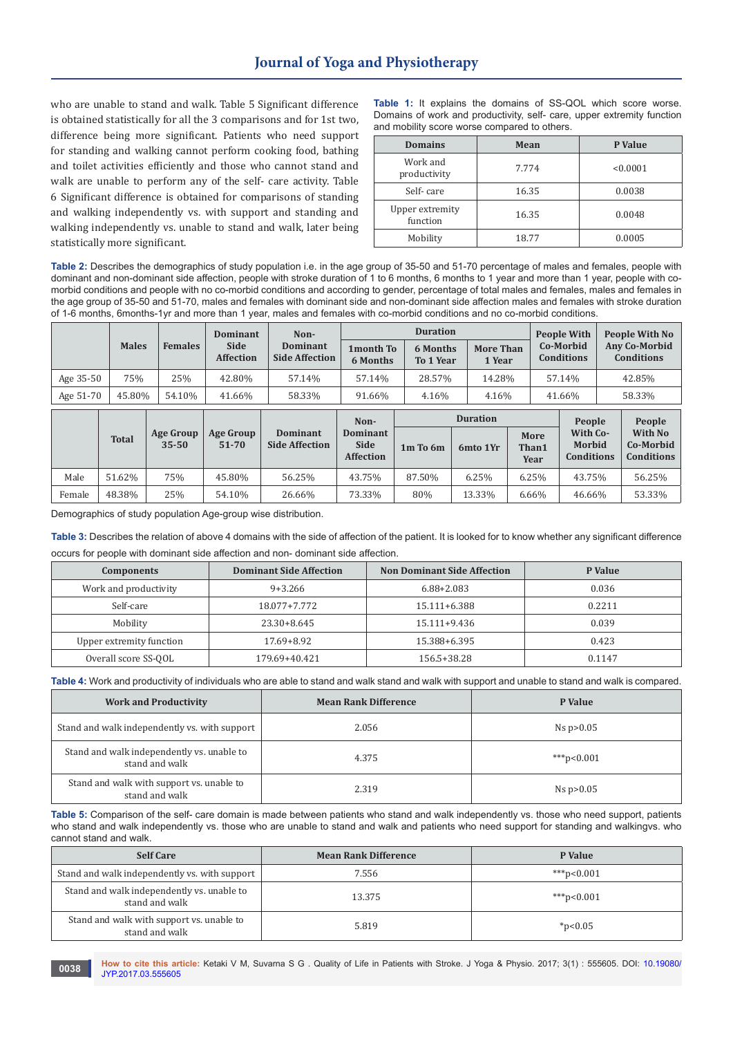who are unable to stand and walk. Table 5 Significant difference is obtained statistically for all the 3 comparisons and for 1st two, difference being more significant. Patients who need support for standing and walking cannot perform cooking food, bathing and toilet activities efficiently and those who cannot stand and walk are unable to perform any of the self- care activity. Table 6 Significant difference is obtained for comparisons of standing and walking independently vs. with support and standing and walking independently vs. unable to stand and walk, later being statistically more significant.

**Table 1:** It explains the domains of SS-QOL which score worse. Domains of work and productivity, self- care, upper extremity function and mobility score worse compared to others.

| Domains | Mean | P Value |
|---|---|---|
| Work and productivity | 7.774 | <0.0001 |
| Self- care | 16.35 | 0.0038 |
| Upper extremity function | 16.35 | 0.0048 |
| Mobility | 18.77 | 0.0005 |

**Table 2:** Describes the demographics of study population i.e. in the age group of 35-50 and 51-70 percentage of males and females, people with dominant and non-dominant side affection, people with stroke duration of 1 to 6 months, 6 months to 1 year and more than 1 year, people with co-morbid conditions and people with no co-morbid conditions and according to gender, percentage of total males and females, males and females in the age group of 35-50 and 51-70, males and females with dominant side and non-dominant side affection males and females with stroke duration of 1-6 months, 6months-1yr and more than 1 year, males and females with co-morbid conditions and no co-morbid conditions.

| | Males | Females | Dominant Side Affection | Non-Dominant Side Affection | Duration | | | People With Co-Morbid Conditions | People With No Any Co-Morbid Conditions |
|---|---|---|---|---|---|---|---|---|---|
| | | | | | 1month To 6 Months | 6 Months To 1 Year | More Than 1 Year | | |
| Age 35-50 | 75% | 25% | 42.80% | 57.14% | 57.14% | 28.57% | 14.28% | 57.14% | 42.85% |
| Age 51-70 | 45.80% | 54.10% | 41.66% | 58.33% | 91.66% | 4.16% | 4.16% | 41.66% | 58.33% |

| | Total | Age Group 35-50 | Age Group 51-70 | Dominant Side Affection | Non-Dominant Side Affection | Duration | | | People With Co-Morbid Conditions | People With No Co-Morbid Conditions |
|---|---|---|---|---|---|---|---|---|---|---|
| | | | | | | 1m To 6m | 6mto 1Yr | More Than1 Year | | |
| Male | 51.62% | 75% | 45.80% | 56.25% | 43.75% | 87.50% | 6.25% | 6.25% | 43.75% | 56.25% |
| Female | 48.38% | 25% | 54.10% | 26.66% | 73.33% | 80% | 13.33% | 6.66% | 46.66% | 53.33% |

Demographics of study population Age-group wise distribution.

**Table 3:** Describes the relation of above 4 domains with the side of affection of the patient. It is looked for to know whether any significant difference occurs for people with dominant side affection and non- dominant side affection.

| Components | Dominant Side Affection | Non Dominant Side Affection | P Value |
|---|---|---|---|
| Work and productivity | 9+3.266 | 6.88+2.083 | 0.036 |
| Self-care | 18.077+7.772 | 15.111+6.388 | 0.2211 |
| Mobility | 23.30+8.645 | 15.111+9.436 | 0.039 |
| Upper extremity function | 17.69+8.92 | 15.388+6.395 | 0.423 |
| Overall score SS-QOL | 179.69+40.421 | 156.5+38.28 | 0.1147 |

**Table 4:** Work and productivity of individuals who are able to stand and walk stand and walk with support and unable to stand and walk is compared.

| Work and Productivity | Mean Rank Difference | P Value |
|---|---|---|
| Stand and walk independently vs. with support | 2.056 | Ns p>0.05 |
| Stand and walk independently vs. unable to stand and walk | 4.375 | ***p<0.001 |
| Stand and walk with support vs. unable to stand and walk | 2.319 | Ns p>0.05 |

**Table 5:** Comparison of the self- care domain is made between patients who stand and walk independently vs. those who need support, patients who stand and walk independently vs. those who are unable to stand and walk and patients who need support for standing and walkingvs. who cannot stand and walk.

| Self Care | Mean Rank Difference | P Value |
|---|---|---|
| Stand and walk independently vs. with support | 7.556 | ***p<0.001 |
| Stand and walk independently vs. unable to stand and walk | 13.375 | ***p<0.001 |
| Stand and walk with support vs. unable to stand and walk | 5.819 | *p<0.05 |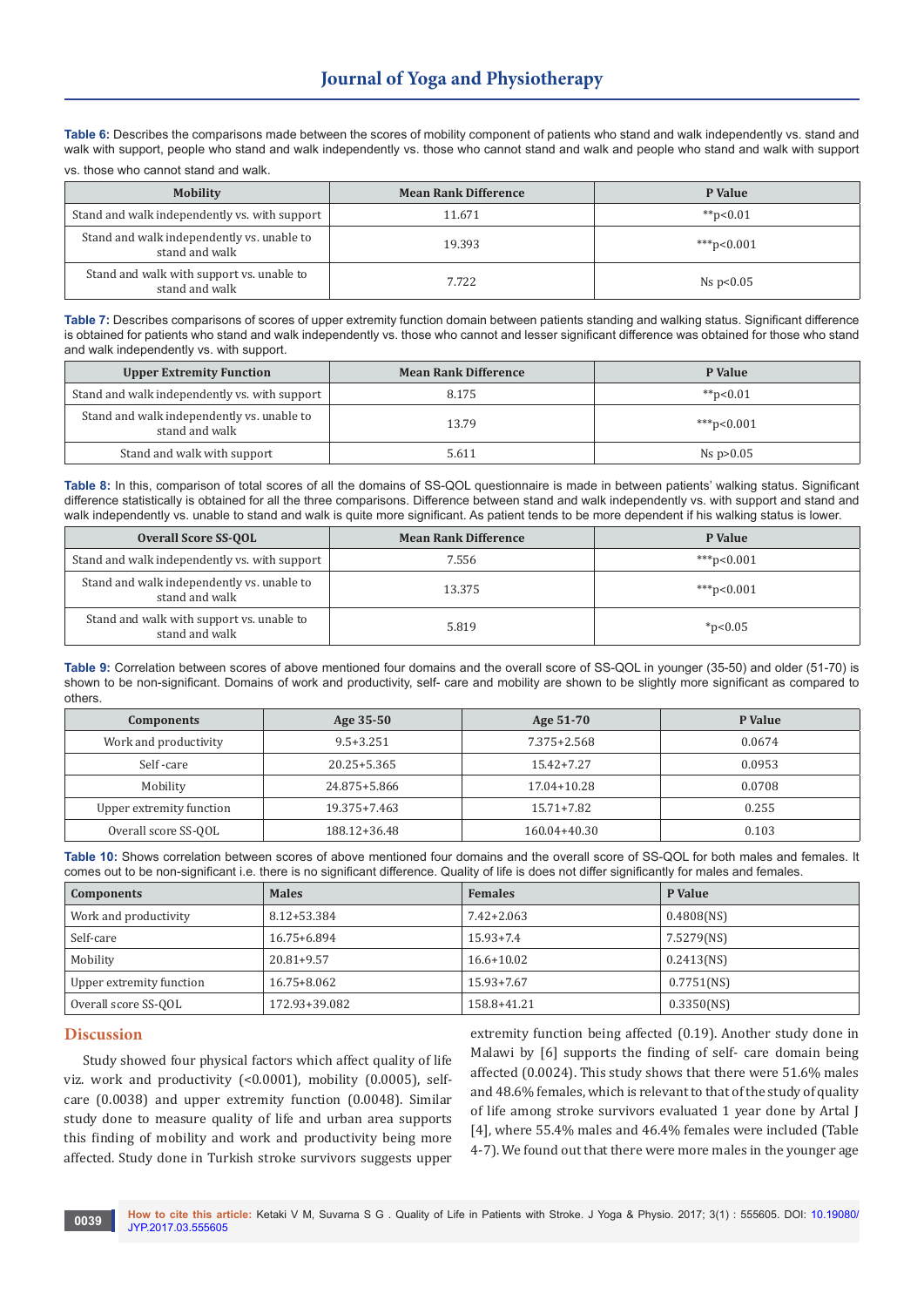**Table 6:** Describes the comparisons made between the scores of mobility component of patients who stand and walk independently vs. stand and walk with support, people who stand and walk independently vs. those who cannot stand and walk and people who stand and walk with support vs. those who cannot stand and walk.

| Mobility | Mean Rank Difference | P Value |
|---|---|---|
| Stand and walk independently vs. with support | 11.671 | **p<0.01 |
| Stand and walk independently vs. unable to stand and walk | 19.393 | ***p<0.001 |
| Stand and walk with support vs. unable to stand and walk | 7.722 | Ns p<0.05 |

**Table 7:** Describes comparisons of scores of upper extremity function domain between patients standing and walking status. Significant difference is obtained for patients who stand and walk independently vs. those who cannot and lesser significant difference was obtained for those who stand and walk independently vs. with support.

| Upper Extremity Function | Mean Rank Difference | P Value |
|---|---|---|
| Stand and walk independently vs. with support | 8.175 | **p<0.01 |
| Stand and walk independently vs. unable to stand and walk | 13.79 | ***p<0.001 |
| Stand and walk with support | 5.611 | Ns p>0.05 |

**Table 8:** In this, comparison of total scores of all the domains of SS-QOL questionnaire is made in between patients' walking status. Significant difference statistically is obtained for all the three comparisons. Difference between stand and walk independently vs. with support and stand and walk independently vs. unable to stand and walk is quite more significant. As patient tends to be more dependent if his walking status is lower.

| Overall Score SS-QOL | Mean Rank Difference | P Value |
|---|---|---|
| Stand and walk independently vs. with support | 7.556 | ***p<0.001 |
| Stand and walk independently vs. unable to stand and walk | 13.375 | ***p<0.001 |
| Stand and walk with support vs. unable to stand and walk | 5.819 | *p<0.05 |

**Table 9:** Correlation between scores of above mentioned four domains and the overall score of SS-QOL in younger (35-50) and older (51-70) is shown to be non-significant. Domains of work and productivity, self- care and mobility are shown to be slightly more significant as compared to others.

| Components | Age 35-50 | Age 51-70 | P Value |
|---|---|---|---|
| Work and productivity | 9.5+3.251 | 7.375+2.568 | 0.0674 |
| Self -care | 20.25+5.365 | 15.42+7.27 | 0.0953 |
| Mobility | 24.875+5.866 | 17.04+10.28 | 0.0708 |
| Upper extremity function | 19.375+7.463 | 15.71+7.82 | 0.255 |
| Overall score SS-QOL | 188.12+36.48 | 160.04+40.30 | 0.103 |

**Table 10:** Shows correlation between scores of above mentioned four domains and the overall score of SS-QOL for both males and females. It comes out to be non-significant i.e. there is no significant difference. Quality of life is does not differ significantly for males and females.

| Components | Males | Females | P Value |
|---|---|---|---|
| Work and productivity | 8.12+53.384 | 7.42+2.063 | 0.4808(NS) |
| Self-care | 16.75+6.894 | 15.93+7.4 | 7.5279(NS) |
| Mobility | 20.81+9.57 | 16.6+10.02 | 0.2413(NS) |
| Upper extremity function | 16.75+8.062 | 15.93+7.67 | 0.7751(NS) |
| Overall score SS-QOL | 172.93+39.082 | 158.8+41.21 | 0.3350(NS) |

## Discussion

Study showed four physical factors which affect quality of life viz. work and productivity (<0.0001), mobility (0.0005), self-care (0.0038) and upper extremity function (0.0048). Similar study done to measure quality of life and urban area supports this finding of mobility and work and productivity being more affected. Study done in Turkish stroke survivors suggests upper extremity function being affected (0.19). Another study done in Malawi by [6] supports the finding of self- care domain being affected (0.0024). This study shows that there were 51.6% males and 48.6% females, which is relevant to that of the study of quality of life among stroke survivors evaluated 1 year done by Artal J [4], where 55.4% males and 46.4% females were included (Table 4-7). We found out that there were more males in the younger age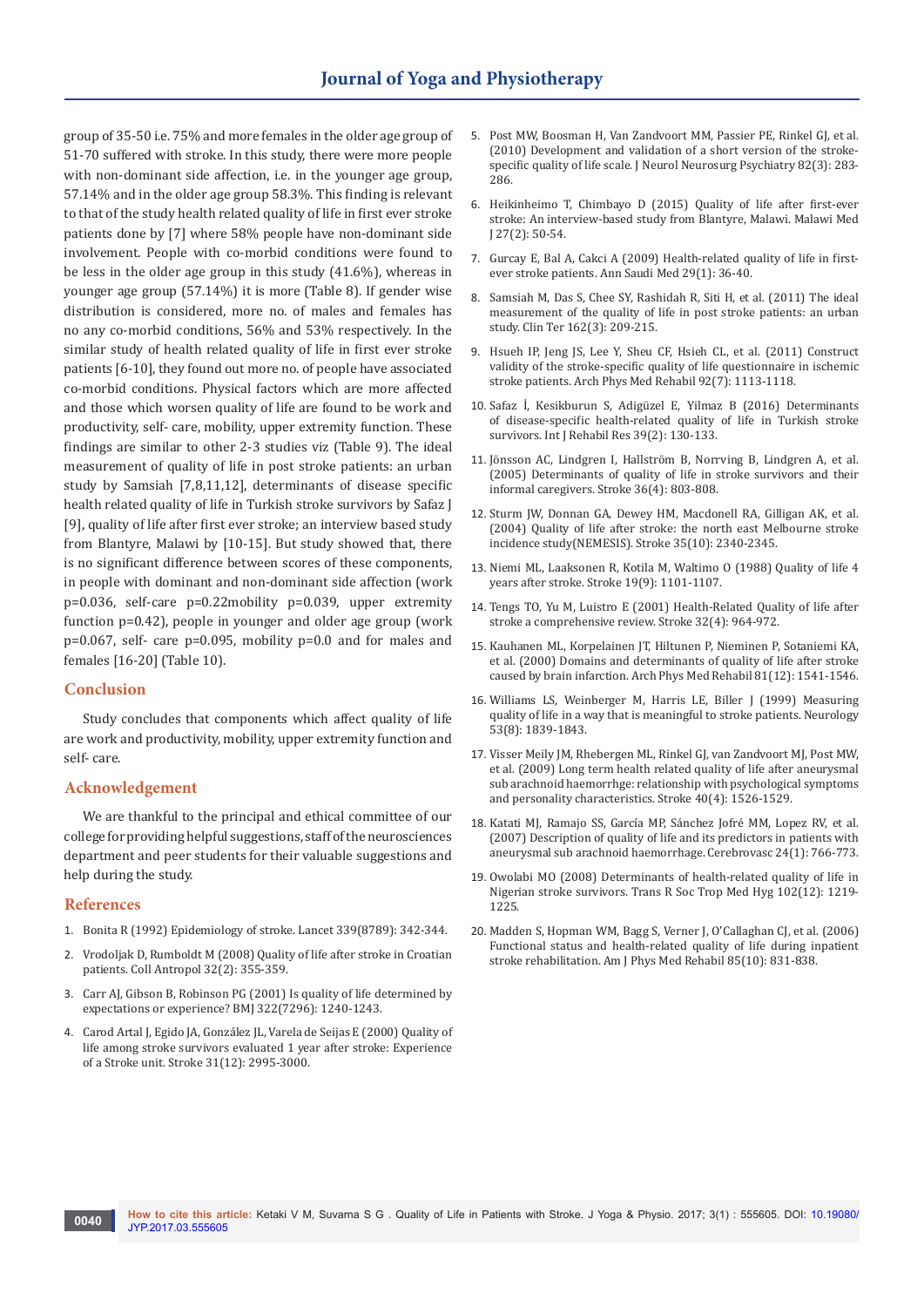group of 35-50 i.e. 75% and more females in the older age group of 51-70 suffered with stroke. In this study, there were more people with non-dominant side affection, i.e. in the younger age group, 57.14% and in the older age group 58.3%. This finding is relevant to that of the study health related quality of life in first ever stroke patients done by [7] where 58% people have non-dominant side involvement. People with co-morbid conditions were found to be less in the older age group in this study (41.6%), whereas in younger age group (57.14%) it is more (Table 8). If gender wise distribution is considered, more no. of males and females has no any co-morbid conditions, 56% and 53% respectively. In the similar study of health related quality of life in first ever stroke patients [6-10], they found out more no. of people have associated co-morbid conditions. Physical factors which are more affected and those which worsen quality of life are found to be work and productivity, self- care, mobility, upper extremity function. These findings are similar to other 2-3 studies viz (Table 9). The ideal measurement of quality of life in post stroke patients: an urban study by Samsiah [7,8,11,12], determinants of disease specific health related quality of life in Turkish stroke survivors by Safaz J [9], quality of life after first ever stroke; an interview based study from Blantyre, Malawi by [10-15]. But study showed that, there is no significant difference between scores of these components, in people with dominant and non-dominant side affection (work p=0.036, self-care p=0.22mobility p=0.039, upper extremity function p=0.42), people in younger and older age group (work p=0.067, self- care p=0.095, mobility p=0.0 and for males and females [16-20] (Table 10).

## Conclusion

Study concludes that components which affect quality of life are work and productivity, mobility, upper extremity function and self- care.

## Acknowledgement

We are thankful to the principal and ethical committee of our college for providing helpful suggestions, staff of the neurosciences department and peer students for their valuable suggestions and help during the study.

## References

1. Bonita R (1992) Epidemiology of stroke. Lancet 339(8789): 342-344.
2. Vrodoljak D, Rumboldt M (2008) Quality of life after stroke in Croatian patients. Coll Antropol 32(2): 355-359.
3. Carr AJ, Gibson B, Robinson PG (2001) Is quality of life determined by expectations or experience? BMJ 322(7296): 1240-1243.
4. Carod Artal J, Egido JA, González JL, Varela de Seijas E (2000) Quality of life among stroke survivors evaluated 1 year after stroke: Experience of a Stroke unit. Stroke 31(12): 2995-3000.
5. Post MW, Boosman H, Van Zandvoort MM, Passier PE, Rinkel GJ, et al. (2010) Development and validation of a short version of the stroke-specific quality of life scale. J Neurol Neurosurg Psychiatry 82(3): 283-286.
6. Heikinheimo T, Chimbayo D (2015) Quality of life after first-ever stroke: An interview-based study from Blantyre, Malawi. Malawi Med J 27(2): 50-54.
7. Gurcay E, Bal A, Cakci A (2009) Health-related quality of life in first-ever stroke patients. Ann Saudi Med 29(1): 36-40.
8. Samsiah M, Das S, Chee SY, Rashidah R, Siti H, et al. (2011) The ideal measurement of the quality of life in post stroke patients: an urban study. Clin Ter 162(3): 209-215.
9. Hsueh IP, Jeng JS, Lee Y, Sheu CF, Hsieh CL, et al. (2011) Construct validity of the stroke-specific quality of life questionnaire in ischemic stroke patients. Arch Phys Med Rehabil 92(7): 1113-1118.
10. Safaz İ, Kesikburun S, Adigüzel E, Yilmaz B (2016) Determinants of disease-specific health-related quality of life in Turkish stroke survivors. Int J Rehabil Res 39(2): 130-133.
11. Jönsson AC, Lindgren I, Hallström B, Norrving B, Lindgren A, et al. (2005) Determinants of quality of life in stroke survivors and their informal caregivers. Stroke 36(4): 803-808.
12. Sturm JW, Donnan GA, Dewey HM, Macdonell RA, Gilligan AK, et al. (2004) Quality of life after stroke: the north east Melbourne stroke incidence study(NEMESIS). Stroke 35(10): 2340-2345.
13. Niemi ML, Laaksonen R, Kotila M, Waltimo O (1988) Quality of life 4 years after stroke. Stroke 19(9): 1101-1107.
14. Tengs TO, Yu M, Luistro E (2001) Health-Related Quality of life after stroke a comprehensive review. Stroke 32(4): 964-972.
15. Kauhanen ML, Korpelainen JT, Hiltunen P, Nieminen P, Sotaniemi KA, et al. (2000) Domains and determinants of quality of life after stroke caused by brain infarction. Arch Phys Med Rehabil 81(12): 1541-1546.
16. Williams LS, Weinberger M, Harris LE, Biller J (1999) Measuring quality of life in a way that is meaningful to stroke patients. Neurology 53(8): 1839-1843.
17. Visser Meily JM, Rhebergen ML, Rinkel GJ, van Zandvoort MJ, Post MW, et al. (2009) Long term health related quality of life after aneurysmal sub arachnoid haemorrhge: relationship with psychological symptoms and personality characteristics. Stroke 40(4): 1526-1529.
18. Katati MJ, Ramajo SS, García MP, Sánchez Jofré MM, Lopez RV, et al. (2007) Description of quality of life and its predictors in patients with aneurysmal sub arachnoid haemorrhage. Cerebrovasc 24(1): 766-773.
19. Owolabi MO (2008) Determinants of health-related quality of life in Nigerian stroke survivors. Trans R Soc Trop Med Hyg 102(12): 1219-1225.
20. Madden S, Hopman WM, Bagg S, Verner J, O'Callaghan CJ, et al. (2006) Functional status and health-related quality of life during inpatient stroke rehabilitation. Am J Phys Med Rehabil 85(10): 831-838.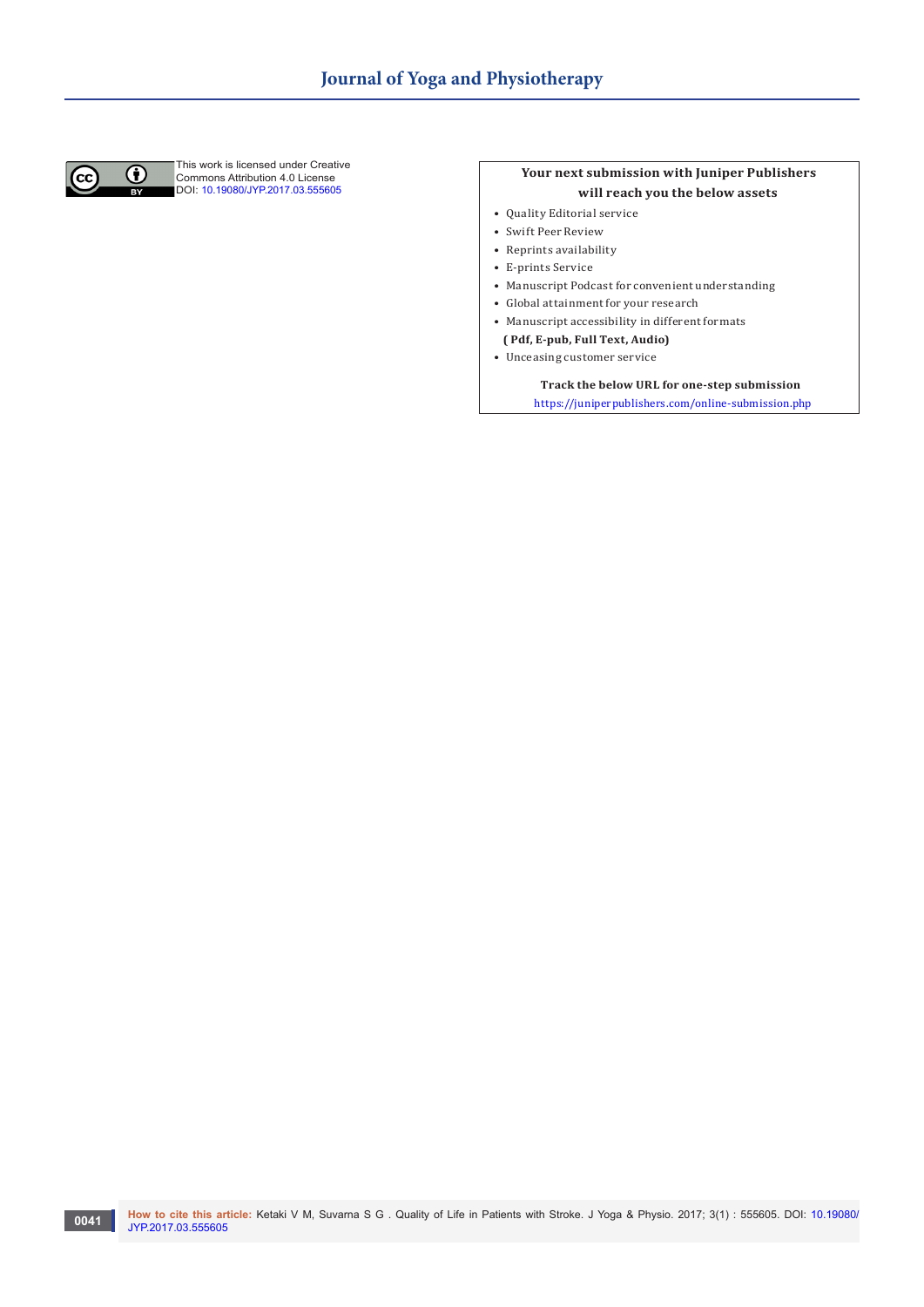This work is licensed under Creative Commons Attribution 4.0 License
DOI: 10.19080/JYP.2017.03.555605

**Your next submission with Juniper Publishers will reach you the below assets**

- Quality Editorial service
- Swift Peer Review
- Reprints availability
- E-prints Service
- Manuscript Podcast for convenient understanding
- Global attainment for your research
- Manuscript accessibility in different formats
  **( Pdf, E-pub, Full Text, Audio)**
- Unceasing customer service

**Track the below URL for one-step submission**
https://juniperpublishers.com/online-submission.php

**How to cite this article:** Ketaki V M, Suvarna S G . Quality of Life in Patients with Stroke. J Yoga & Physio. 2017; 3(1) : 555605. DOI: 10.19080/JYP.2017.03.555605